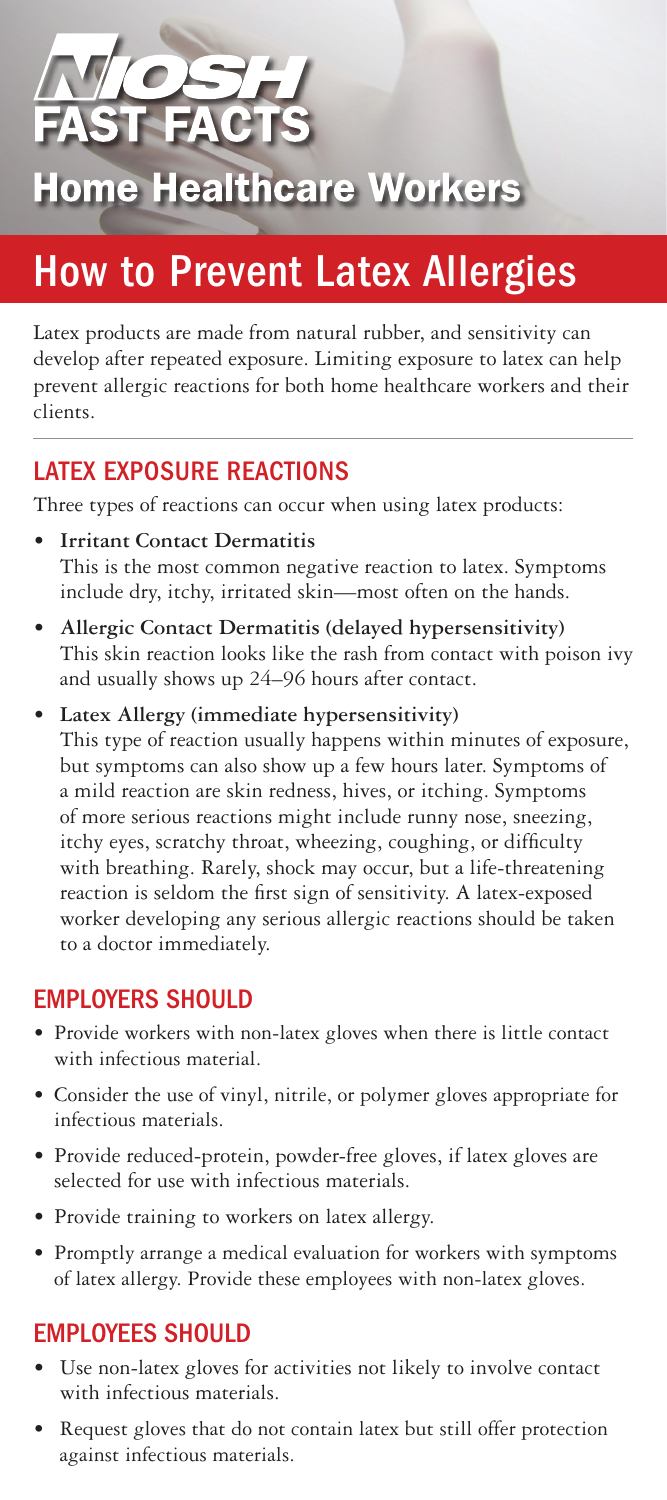# NIOSH FAST FACTS

## Home Healthcare Workers

# How to Prevent Latex Allergies

Latex products are made from natural rubber, and sensitivity can develop after repeated exposure. Limiting exposure to latex can help prevent allergic reactions for both home healthcare workers and their clients.

## LATEX EXPOSURE REACTIONS

Three types of reactions can occur when using latex products:

- **Irritant Contact Dermatitis**
  This is the most common negative reaction to latex. Symptoms include dry, itchy, irritated skin—most often on the hands.
- **Allergic Contact Dermatitis (delayed hypersensitivity)**
  This skin reaction looks like the rash from contact with poison ivy and usually shows up 24–96 hours after contact.
- **Latex Allergy (immediate hypersensitivity)**
  This type of reaction usually happens within minutes of exposure, but symptoms can also show up a few hours later. Symptoms of a mild reaction are skin redness, hives, or itching. Symptoms of more serious reactions might include runny nose, sneezing, itchy eyes, scratchy throat, wheezing, coughing, or difficulty with breathing. Rarely, shock may occur, but a life-threatening reaction is seldom the first sign of sensitivity. A latex-exposed worker developing any serious allergic reactions should be taken to a doctor immediately.

## EMPLOYERS SHOULD

- Provide workers with non-latex gloves when there is little contact with infectious material.
- Consider the use of vinyl, nitrile, or polymer gloves appropriate for infectious materials.
- Provide reduced-protein, powder-free gloves, if latex gloves are selected for use with infectious materials.
- Provide training to workers on latex allergy.
- Promptly arrange a medical evaluation for workers with symptoms of latex allergy. Provide these employees with non-latex gloves.

## EMPLOYEES SHOULD

- Use non-latex gloves for activities not likely to involve contact with infectious materials.
- Request gloves that do not contain latex but still offer protection against infectious materials.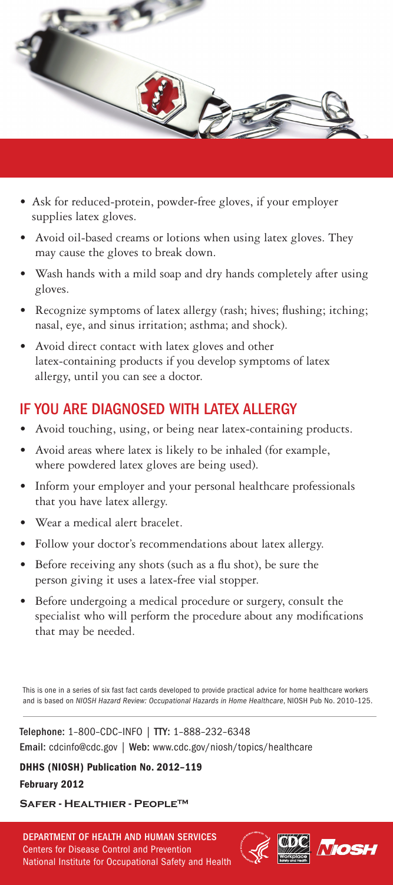- Ask for reduced-protein, powder-free gloves, if your employer supplies latex gloves.
- Avoid oil-based creams or lotions when using latex gloves. They may cause the gloves to break down.
- Wash hands with a mild soap and dry hands completely after using gloves.
- Recognize symptoms of latex allergy (rash; hives; flushing; itching; nasal, eye, and sinus irritation; asthma; and shock).
- Avoid direct contact with latex gloves and other latex-containing products if you develop symptoms of latex allergy, until you can see a doctor.

## IF YOU ARE DIAGNOSED WITH LATEX ALLERGY

- Avoid touching, using, or being near latex-containing products.
- Avoid areas where latex is likely to be inhaled (for example, where powdered latex gloves are being used).
- Inform your employer and your personal healthcare professionals that you have latex allergy.
- Wear a medical alert bracelet.
- Follow your doctor's recommendations about latex allergy.
- Before receiving any shots (such as a flu shot), be sure the person giving it uses a latex-free vial stopper.
- Before undergoing a medical procedure or surgery, consult the specialist who will perform the procedure about any modifications that may be needed.

This is one in a series of six fast fact cards developed to provide practical advice for home healthcare workers and is based on *NIOSH Hazard Review: Occupational Hazards in Home Healthcare*, NIOSH Pub No. 2010-125.

**Telephone:** 1–800–CDC–INFO | **TTY:** 1–888–232–6348
**Email:** cdcinfo@cdc.gov | **Web:** www.cdc.gov/niosh/topics/healthcare

**DHHS (NIOSH) Publication No. 2012–119**
**February 2012**

**Safer - Healthier - People™**

**DEPARTMENT OF HEALTH AND HUMAN SERVICES**
Centers for Disease Control and Prevention
National Institute for Occupational Safety and Health